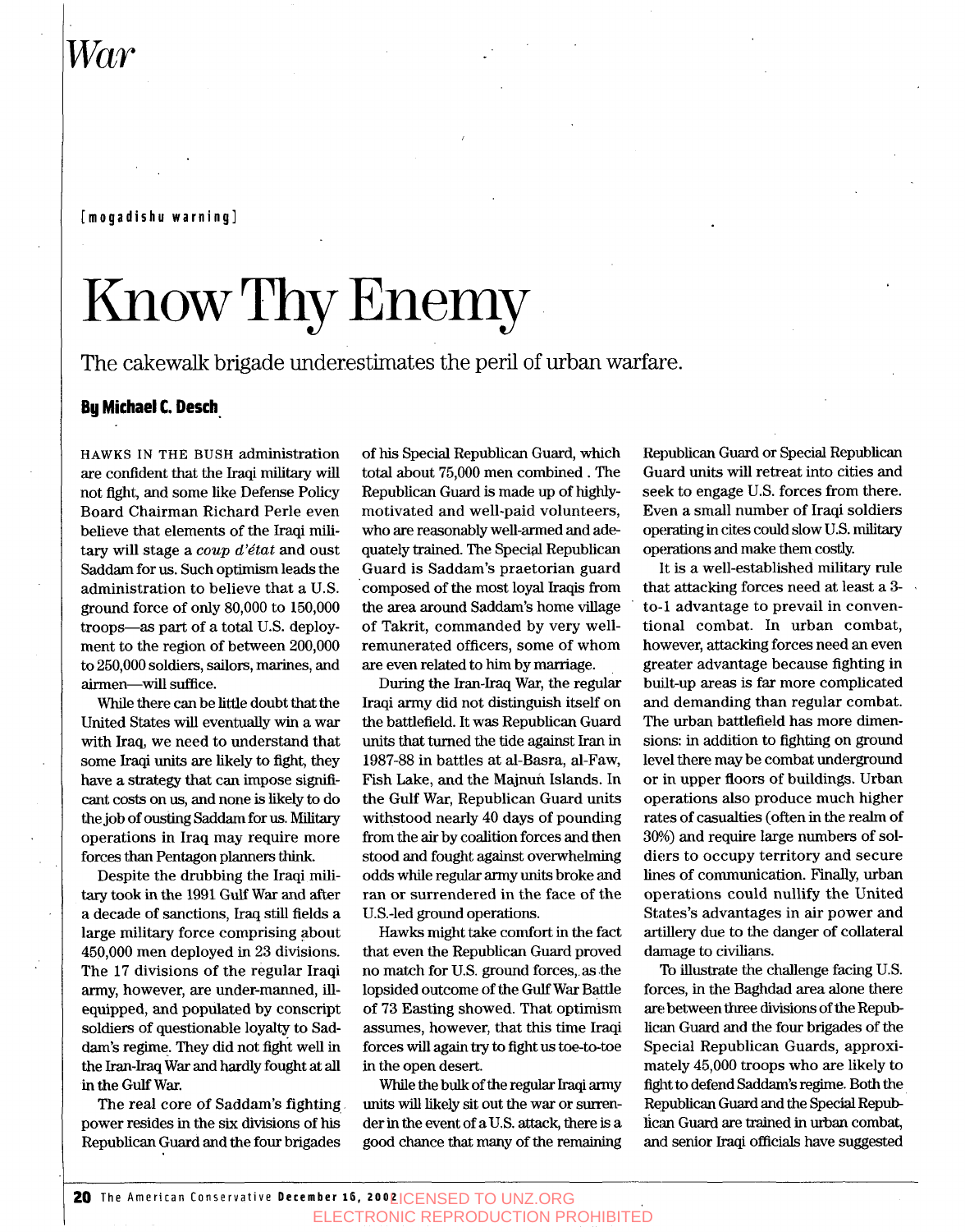War

[mogadishu warning]

# Know Thy Enemy

The cakewalk brigade underestimates the peril of urban warfare.

**By Michael C. Desch**

HAWKS IN THE BUSH administration are confident that the Iraqi military will not fight, and some like Defense Policy Board Chairman Richard Perle even believe that elements of the Iraqi military will stage a *coup d'état* and oust Saddam for us. Such optimism leads the administration to believe that a U.S. ground force of only 80,000 to 150,000 troops—as part of a total U.S. deployment to the region of between 200,000 to 250,000 soldiers, sailors, marines, and airmen—will suffice.

While there can be little doubt that the United States will eventually win a war with Iraq, we need to understand that some Iraqi units are likely to fight, they have a strategy that can impose significant costs on us, and none is likely to do the job of ousting Saddam for us. Military operations in Iraq may require more forces than Pentagon planners think.

Despite the drubbing the Iraqi military took in the 1991 Gulf War and after a decade of sanctions, Iraq still fields a large military force comprising about 450,000 men deployed in 23 divisions. The 17 divisions of the regular Iraqi army, however, are under-manned, ill-equipped, and populated by conscript soldiers of questionable loyalty to Saddam's regime. They did not fight well in the Iran-Iraq War and hardly fought at all in the Gulf War.

The real core of Saddam's fighting power resides in the six divisions of his Republican Guard and the four brigades of his Special Republican Guard, which total about 75,000 men combined . The Republican Guard is made up of highly-motivated and well-paid volunteers, who are reasonably well-armed and adequately trained. The Special Republican Guard is Saddam's praetorian guard composed of the most loyal Iraqis from the area around Saddam's home village of Takrit, commanded by very well-remunerated officers, some of whom are even related to him by marriage.

During the Iran-Iraq War, the regular Iraqi army did not distinguish itself on the battlefield. It was Republican Guard units that turned the tide against Iran in 1987-88 in battles at al-Basra, al-Faw, Fish Lake, and the Majnun Islands. In the Gulf War, Republican Guard units withstood nearly 40 days of pounding from the air by coalition forces and then stood and fought against overwhelming odds while regular army units broke and ran or surrendered in the face of the U.S.-led ground operations.

Hawks might take comfort in the fact that even the Republican Guard proved no match for U.S. ground forces, as the lopsided outcome of the Gulf War Battle of 73 Easting showed. That optimism assumes, however, that this time Iraqi forces will again try to fight us toe-to-toe in the open desert.

While the bulk of the regular Iraqi army units will likely sit out the war or surrender in the event of a U.S. attack, there is a good chance that many of the remaining Republican Guard or Special Republican Guard units will retreat into cities and seek to engage U.S. forces from there. Even a small number of Iraqi soldiers operating in cites could slow U.S. military operations and make them costly.

It is a well-established military rule that attacking forces need at least a 3-to-1 advantage to prevail in conventional combat. In urban combat, however, attacking forces need an even greater advantage because fighting in built-up areas is far more complicated and demanding than regular combat. The urban battlefield has more dimensions: in addition to fighting on ground level there may be combat underground or in upper floors of buildings. Urban operations also produce much higher rates of casualties (often in the realm of 30%) and require large numbers of soldiers to occupy territory and secure lines of communication. Finally, urban operations could nullify the United States's advantages in air power and artillery due to the danger of collateral damage to civilians.

To illustrate the challenge facing U.S. forces, in the Baghdad area alone there are between three divisions of the Republican Guard and the four brigades of the Special Republican Guards, approximately 45,000 troops who are likely to fight to defend Saddam's regime. Both the Republican Guard and the Special Republican Guard are trained in urban combat, and senior Iraqi officials have suggested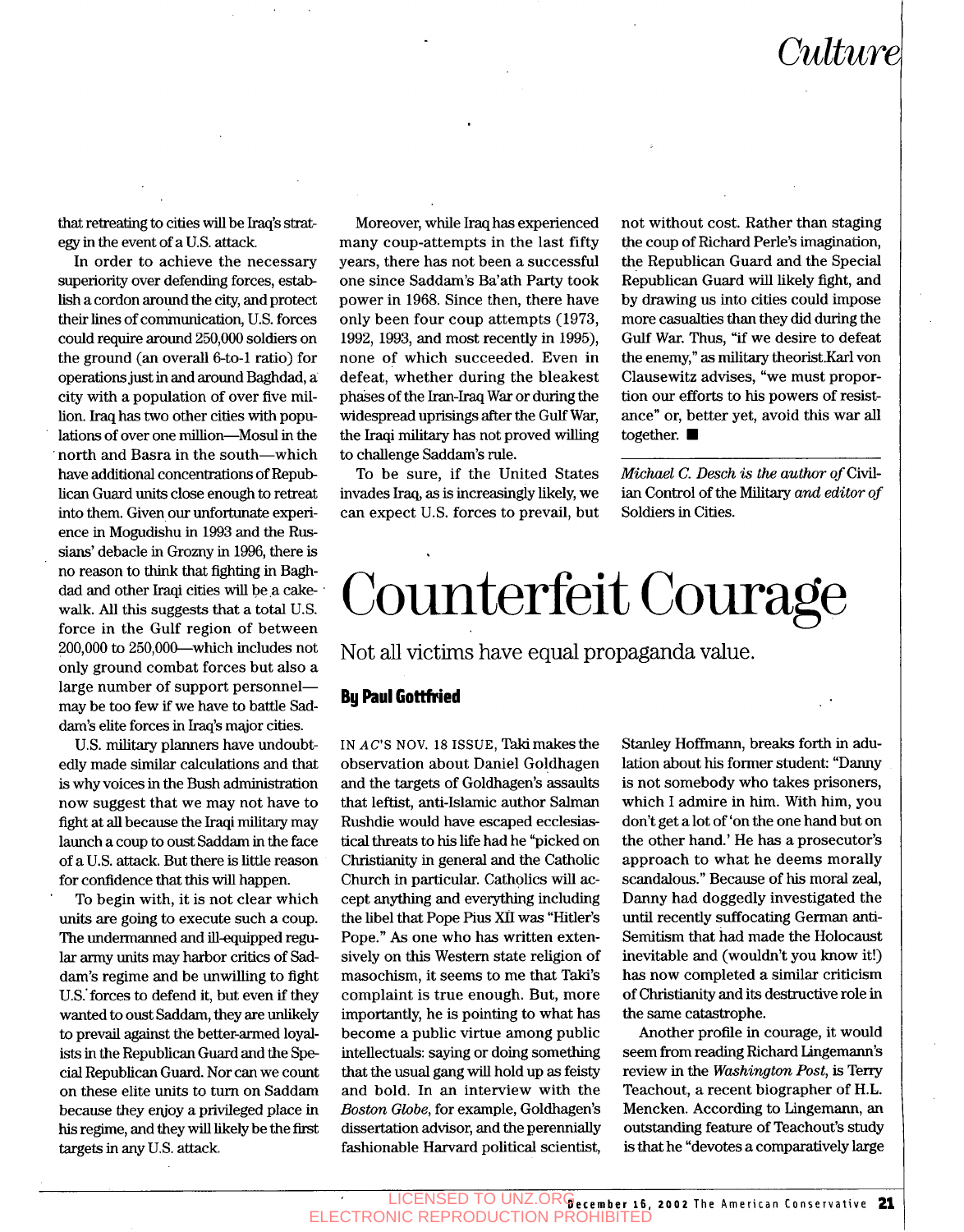that retreating to cities will be Iraq's strategy in the event of a U.S. attack.

In order to achieve the necessary superiority over defending forces, establish a cordon around the city, and protect their lines of communication, U.S. forces could require around 250,000 soldiers on the ground (an overall 6-to-1 ratio) for operations just in and around Baghdad, a city with a population of over five million. Iraq has two other cities with populations of over one million—Mosul in the north and Basra in the south—which have additional concentrations of Republican Guard units close enough to retreat into them. Given our unfortunate experience in Mogudishu in 1993 and the Russians' debacle in Grozny in 1996, there is no reason to think that fighting in Baghdad and other Iraqi cities will be a cakewalk. All this suggests that a total U.S. force in the Gulf region of between 200,000 to 250,000—which includes not only ground combat forces but also a large number of support personnel—may be too few if we have to battle Saddam's elite forces in Iraq's major cities.

U.S. military planners have undoubtedly made similar calculations and that is why voices in the Bush administration now suggest that we may not have to fight at all because the Iraqi military may launch a coup to oust Saddam in the face of a U.S. attack. But there is little reason for confidence that this will happen.

To begin with, it is not clear which units are going to execute such a coup. The undermanned and ill-equipped regular army units may harbor critics of Saddam's regime and be unwilling to fight U.S. forces to defend it, but even if they wanted to oust Saddam, they are unlikely to prevail against the better-armed loyalists in the Republican Guard and the Special Republican Guard. Nor can we count on these elite units to turn on Saddam because they enjoy a privileged place in his regime, and they will likely be the first targets in any U.S. attack.

Moreover, while Iraq has experienced many coup-attempts in the last fifty years, there has not been a successful one since Saddam's Ba'ath Party took power in 1968. Since then, there have only been four coup attempts (1973, 1992, 1993, and most recently in 1995), none of which succeeded. Even in defeat, whether during the bleakest phases of the Iran-Iraq War or during the widespread uprisings after the Gulf War, the Iraqi military has not proved willing to challenge Saddam's rule.

To be sure, if the United States invades Iraq, as is increasingly likely, we can expect U.S. forces to prevail, but not without cost. Rather than staging the coup of Richard Perle's imagination, the Republican Guard and the Special Republican Guard will likely fight, and by drawing us into cities could impose more casualties than they did during the Gulf War. Thus, "if we desire to defeat the enemy," as military theorist Karl von Clausewitz advises, "we must proportion our efforts to his powers of resistance" or, better yet, avoid this war all together. ■

---

*Michael C. Desch is the author of* Civilian Control of the Military *and editor of* Soldiers in Cities.

# Counterfeit Courage

Not all victims have equal propaganda value.

**By Paul Gottfried**

IN *AC*'S NOV. 18 ISSUE, Taki makes the observation about Daniel Goldhagen and the targets of Goldhagen's assaults that leftist, anti-Islamic author Salman Rushdie would have escaped ecclesiastical threats to his life had he "picked on Christianity in general and the Catholic Church in particular. Catholics will accept anything and everything including the libel that Pope Pius XII was "Hitler's Pope." As one who has written extensively on this Western state religion of masochism, it seems to me that Taki's complaint is true enough. But, more importantly, he is pointing to what has become a public virtue among public intellectuals: saying or doing something that the usual gang will hold up as feisty and bold. In an interview with the *Boston Globe*, for example, Goldhagen's dissertation advisor, and the perennially fashionable Harvard political scientist, Stanley Hoffmann, breaks forth in adulation about his former student: "Danny is not somebody who takes prisoners, which I admire in him. With him, you don't get a lot of 'on the one hand but on the other hand.' He has a prosecutor's approach to what he deems morally scandalous." Because of his moral zeal, Danny had doggedly investigated the until recently suffocating German anti-Semitism that had made the Holocaust inevitable and (wouldn't you know it!) has now completed a similar criticism of Christianity and its destructive role in the same catastrophe.

Another profile in courage, it would seem from reading Richard Lingemann's review in the *Washington Post*, is Terry Teachout, a recent biographer of H.L. Mencken. According to Lingemann, an outstanding feature of Teachout's study is that he "devotes a comparatively large